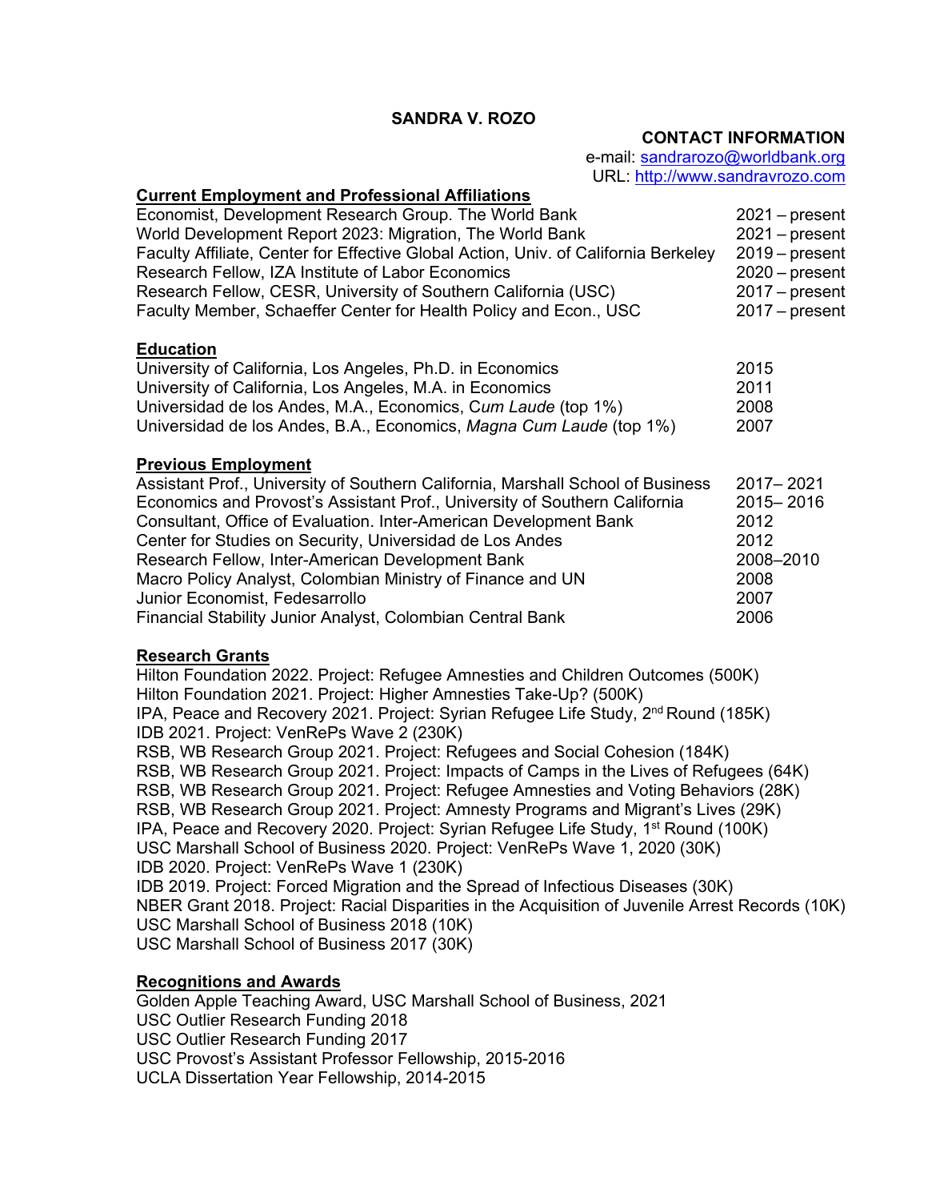# SANDRA V. ROZO

**CONTACT INFORMATION**
e-mail: [sandrarozo@worldbank.org](mailto:sandrarozo@worldbank.org)
URL: [http://www.sandravrozo.com](http://www.sandravrozo.com)

## Current Employment and Professional Affiliations

| | |
|---|---|
| Economist, Development Research Group. The World Bank | 2021 – present |
| World Development Report 2023: Migration, The World Bank | 2021 – present |
| Faculty Affiliate, Center for Effective Global Action, Univ. of California Berkeley | 2019 – present |
| Research Fellow, IZA Institute of Labor Economics | 2020 – present |
| Research Fellow, CESR, University of Southern California (USC) | 2017 – present |
| Faculty Member, Schaeffer Center for Health Policy and Econ., USC | 2017 – present |

## Education

| | |
|---|---|
| University of California, Los Angeles, Ph.D. in Economics | 2015 |
| University of California, Los Angeles, M.A. in Economics | 2011 |
| Universidad de los Andes, M.A., Economics, C*um Laude* (top 1%) | 2008 |
| Universidad de los Andes, B.A., Economics, *Magna Cum Laude* (top 1%) | 2007 |

## Previous Employment

| | |
|---|---|
| Assistant Prof., University of Southern California, Marshall School of Business | 2017– 2021 |
| Economics and Provost's Assistant Prof., University of Southern California | 2015– 2016 |
| Consultant, Office of Evaluation. Inter-American Development Bank | 2012 |
| Center for Studies on Security, Universidad de Los Andes | 2012 |
| Research Fellow, Inter-American Development Bank | 2008–2010 |
| Macro Policy Analyst, Colombian Ministry of Finance and UN | 2008 |
| Junior Economist, Fedesarrollo | 2007 |
| Financial Stability Junior Analyst, Colombian Central Bank | 2006 |

## Research Grants

Hilton Foundation 2022. Project: Refugee Amnesties and Children Outcomes (500K)
Hilton Foundation 2021. Project: Higher Amnesties Take-Up? (500K)
IPA, Peace and Recovery 2021. Project: Syrian Refugee Life Study, 2nd Round (185K)
IDB 2021. Project: VenRePs Wave 2 (230K)
RSB, WB Research Group 2021. Project: Refugees and Social Cohesion (184K)
RSB, WB Research Group 2021. Project: Impacts of Camps in the Lives of Refugees (64K)
RSB, WB Research Group 2021. Project: Refugee Amnesties and Voting Behaviors (28K)
RSB, WB Research Group 2021. Project: Amnesty Programs and Migrant's Lives (29K)
IPA, Peace and Recovery 2020. Project: Syrian Refugee Life Study, 1st Round (100K)
USC Marshall School of Business 2020. Project: VenRePs Wave 1, 2020 (30K)
IDB 2020. Project: VenRePs Wave 1 (230K)
IDB 2019. Project: Forced Migration and the Spread of Infectious Diseases (30K)
NBER Grant 2018. Project: Racial Disparities in the Acquisition of Juvenile Arrest Records (10K)
USC Marshall School of Business 2018 (10K)
USC Marshall School of Business 2017 (30K)

## Recognitions and Awards

Golden Apple Teaching Award, USC Marshall School of Business, 2021
USC Outlier Research Funding 2018
USC Outlier Research Funding 2017
USC Provost's Assistant Professor Fellowship, 2015-2016
UCLA Dissertation Year Fellowship, 2014-2015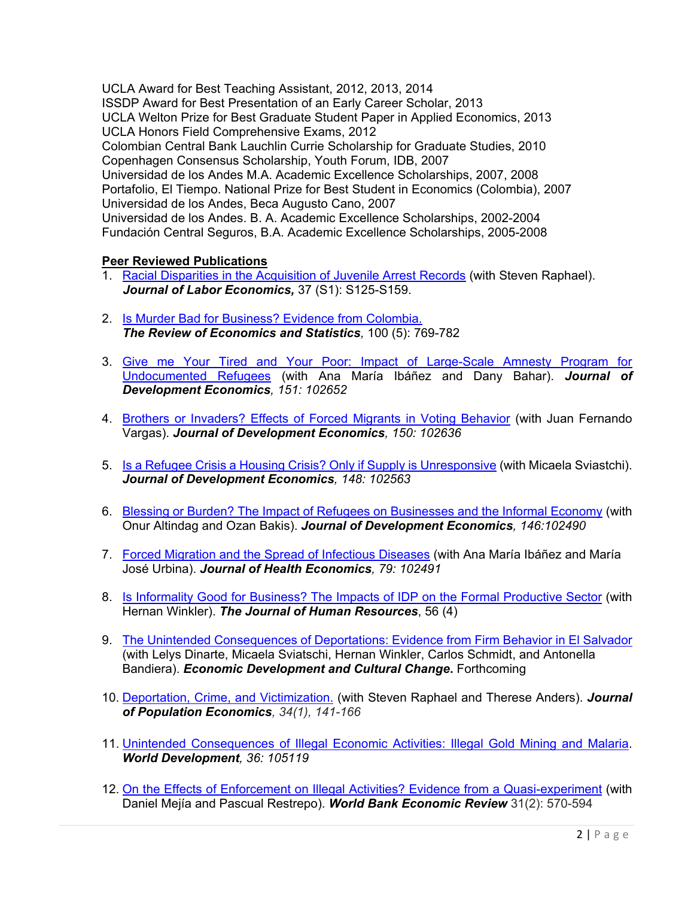UCLA Award for Best Teaching Assistant, 2012, 2013, 2014
ISSDP Award for Best Presentation of an Early Career Scholar, 2013
UCLA Welton Prize for Best Graduate Student Paper in Applied Economics, 2013
UCLA Honors Field Comprehensive Exams, 2012
Colombian Central Bank Lauchlin Currie Scholarship for Graduate Studies, 2010
Copenhagen Consensus Scholarship, Youth Forum, IDB, 2007
Universidad de los Andes M.A. Academic Excellence Scholarships, 2007, 2008
Portafolio, El Tiempo. National Prize for Best Student in Economics (Colombia), 2007
Universidad de los Andes, Beca Augusto Cano, 2007
Universidad de los Andes. B. A. Academic Excellence Scholarships, 2002-2004
Fundación Central Seguros, B.A. Academic Excellence Scholarships, 2005-2008

**Peer Reviewed Publications**

1. Racial Disparities in the Acquisition of Juvenile Arrest Records (with Steven Raphael). ***Journal of Labor Economics,*** 37 (S1): S125-S159.

2. Is Murder Bad for Business? Evidence from Colombia. ***The Review of Economics and Statistics**,* 100 (5): 769-782

3. Give me Your Tired and Your Poor: Impact of Large-Scale Amnesty Program for Undocumented Refugees (with Ana María Ibáñez and Dany Bahar). ***Journal of Development Economics**, 151: 102652*

4. Brothers or Invaders? Effects of Forced Migrants in Voting Behavior (with Juan Fernando Vargas). ***Journal of Development Economics**, 150: 102636*

5. Is a Refugee Crisis a Housing Crisis? Only if Supply is Unresponsive (with Micaela Sviastchi). ***Journal of Development Economics**, 148: 102563*

6. Blessing or Burden? The Impact of Refugees on Businesses and the Informal Economy (with Onur Altindag and Ozan Bakis). ***Journal of Development Economics**, 146:102490*

7. Forced Migration and the Spread of Infectious Diseases (with Ana María Ibáñez and María José Urbina). ***Journal of Health Economics**, 79: 102491*

8. Is Informality Good for Business? The Impacts of IDP on the Formal Productive Sector (with Hernan Winkler). ***The Journal of Human Resources***, 56 (4)

9. The Unintended Consequences of Deportations: Evidence from Firm Behavior in El Salvador (with Lelys Dinarte, Micaela Sviatschi, Hernan Winkler, Carlos Schmidt, and Antonella Bandiera). ***Economic Development and Cultural Change*.** Forthcoming

10. Deportation, Crime, and Victimization. (with Steven Raphael and Therese Anders). ***Journal of Population Economics**, 34(1), 141-166*

11. Unintended Consequences of Illegal Economic Activities: Illegal Gold Mining and Malaria. ***World Development**, 36: 105119*

12. On the Effects of Enforcement on Illegal Activities? Evidence from a Quasi-experiment (with Daniel Mejía and Pascual Restrepo). ***World Bank Economic Review*** 31(2): 570-594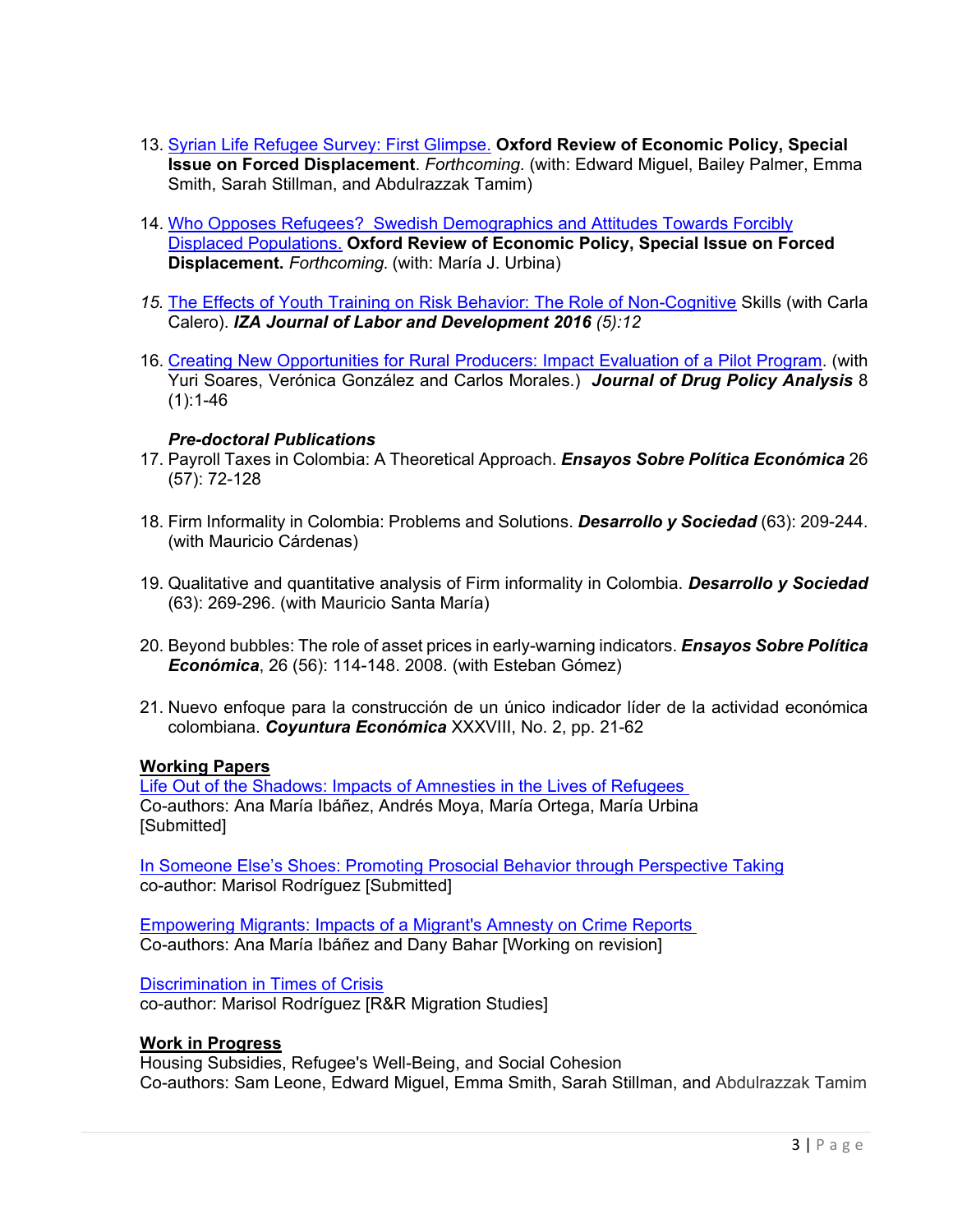13. Syrian Life Refugee Survey: First Glimpse. **Oxford Review of Economic Policy, Special Issue on Forced Displacement**. *Forthcoming*. (with: Edward Miguel, Bailey Palmer, Emma Smith, Sarah Stillman, and Abdulrazzak Tamim)

14. Who Opposes Refugees? Swedish Demographics and Attitudes Towards Forcibly Displaced Populations. **Oxford Review of Economic Policy, Special Issue on Forced Displacement.** *Forthcoming.* (with: María J. Urbina)

15. The Effects of Youth Training on Risk Behavior: The Role of Non-Cognitive Skills (with Carla Calero). ***IZA Journal of Labor and Development 2016*** *(5):12*

16. Creating New Opportunities for Rural Producers: Impact Evaluation of a Pilot Program. (with Yuri Soares, Verónica González and Carlos Morales.) ***Journal of Drug Policy Analysis*** 8 (1):1-46

***Pre-doctoral Publications***

17. Payroll Taxes in Colombia: A Theoretical Approach. ***Ensayos Sobre Política Económica*** 26 (57): 72-128

18. Firm Informality in Colombia: Problems and Solutions. ***Desarrollo y Sociedad*** (63): 209-244. (with Mauricio Cárdenas)

19. Qualitative and quantitative analysis of Firm informality in Colombia. ***Desarrollo y Sociedad*** (63): 269-296. (with Mauricio Santa María)

20. Beyond bubbles: The role of asset prices in early-warning indicators. ***Ensayos Sobre Política Económica***, 26 (56): 114-148. 2008. (with Esteban Gómez)

21. Nuevo enfoque para la construcción de un único indicador líder de la actividad económica colombiana. ***Coyuntura Económica*** XXXVIII, No. 2, pp. 21-62

**Working Papers**

Life Out of the Shadows: Impacts of Amnesties in the Lives of Refugees
Co-authors: Ana María Ibáñez, Andrés Moya, María Ortega, María Urbina
[Submitted]

In Someone Else's Shoes: Promoting Prosocial Behavior through Perspective Taking
co-author: Marisol Rodríguez [Submitted]

Empowering Migrants: Impacts of a Migrant's Amnesty on Crime Reports
Co-authors: Ana María Ibáñez and Dany Bahar [Working on revision]

Discrimination in Times of Crisis
co-author: Marisol Rodríguez [R&R Migration Studies]

**Work in Progress**

Housing Subsidies, Refugee's Well-Being, and Social Cohesion
Co-authors: Sam Leone, Edward Miguel, Emma Smith, Sarah Stillman, and Abdulrazzak Tamim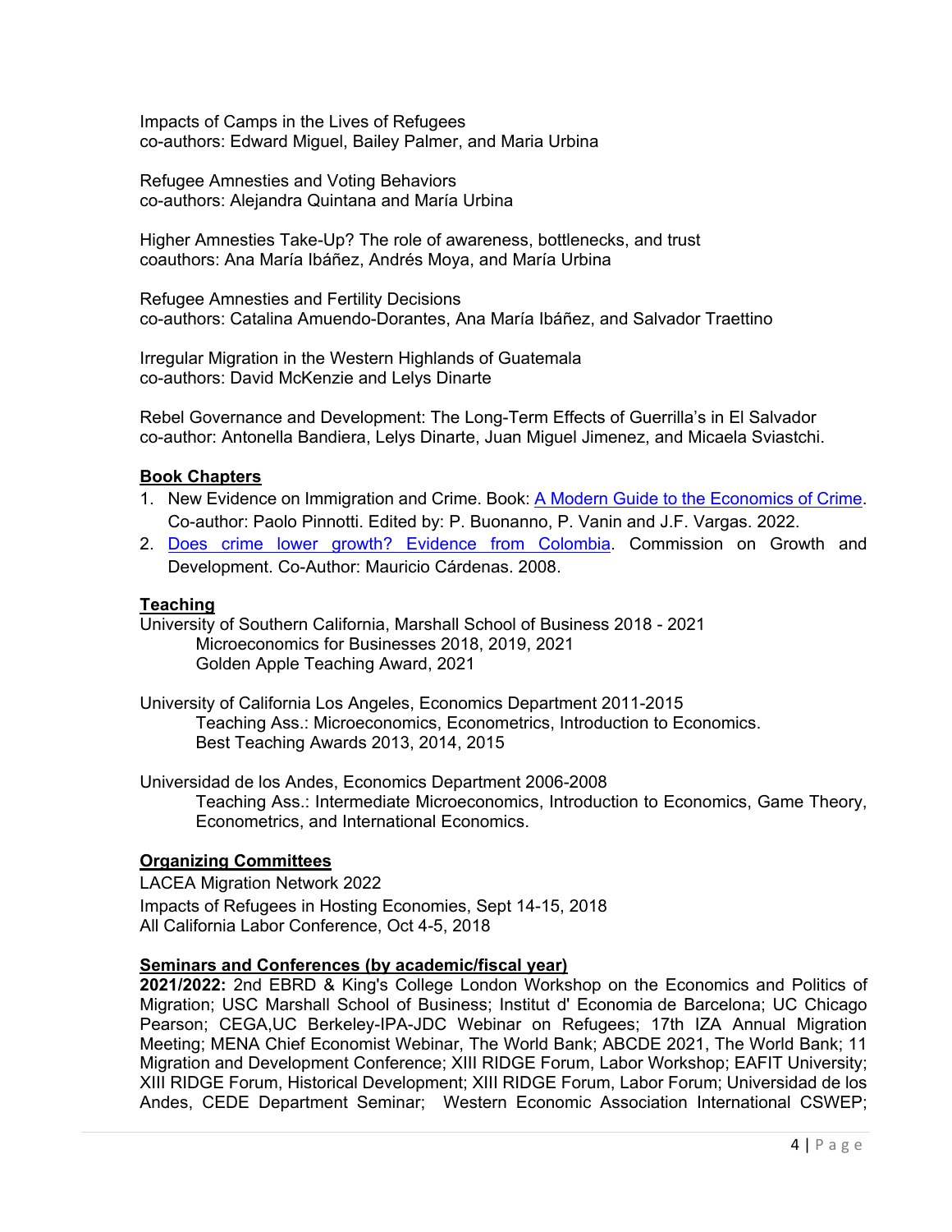Impacts of Camps in the Lives of Refugees
co-authors: Edward Miguel, Bailey Palmer, and Maria Urbina

Refugee Amnesties and Voting Behaviors
co-authors: Alejandra Quintana and María Urbina

Higher Amnesties Take-Up? The role of awareness, bottlenecks, and trust
coauthors: Ana María Ibáñez, Andrés Moya, and María Urbina

Refugee Amnesties and Fertility Decisions
co-authors: Catalina Amuendo-Dorantes, Ana María Ibáñez, and Salvador Traettino

Irregular Migration in the Western Highlands of Guatemala
co-authors: David McKenzie and Lelys Dinarte

Rebel Governance and Development: The Long-Term Effects of Guerrilla's in El Salvador
co-author: Antonella Bandiera, Lelys Dinarte, Juan Miguel Jimenez, and Micaela Sviastchi.

## Book Chapters

1. New Evidence on Immigration and Crime. Book: A Modern Guide to the Economics of Crime. Co-author: Paolo Pinnotti. Edited by: P. Buonanno, P. Vanin and J.F. Vargas. 2022.
2. Does crime lower growth? Evidence from Colombia. Commission on Growth and Development. Co-Author: Mauricio Cárdenas. 2008.

## Teaching

University of Southern California, Marshall School of Business 2018 - 2021
    Microeconomics for Businesses 2018, 2019, 2021
    Golden Apple Teaching Award, 2021

University of California Los Angeles, Economics Department 2011-2015
    Teaching Ass.: Microeconomics, Econometrics, Introduction to Economics.
    Best Teaching Awards 2013, 2014, 2015

Universidad de los Andes, Economics Department 2006-2008
    Teaching Ass.: Intermediate Microeconomics, Introduction to Economics, Game Theory, Econometrics, and International Economics.

## Organizing Committees

LACEA Migration Network 2022
Impacts of Refugees in Hosting Economies, Sept 14-15, 2018
All California Labor Conference, Oct 4-5, 2018

## Seminars and Conferences (by academic/fiscal year)

**2021/2022:** 2nd EBRD & King's College London Workshop on the Economics and Politics of Migration; USC Marshall School of Business; Institut d' Economia de Barcelona; UC Chicago Pearson; CEGA,UC Berkeley-IPA-JDC Webinar on Refugees; 17th IZA Annual Migration Meeting; MENA Chief Economist Webinar, The World Bank; ABCDE 2021, The World Bank; 11 Migration and Development Conference; XIII RIDGE Forum, Labor Workshop; EAFIT University; XIII RIDGE Forum, Historical Development; XIII RIDGE Forum, Labor Forum; Universidad de los Andes, CEDE Department Seminar; Western Economic Association International CSWEP;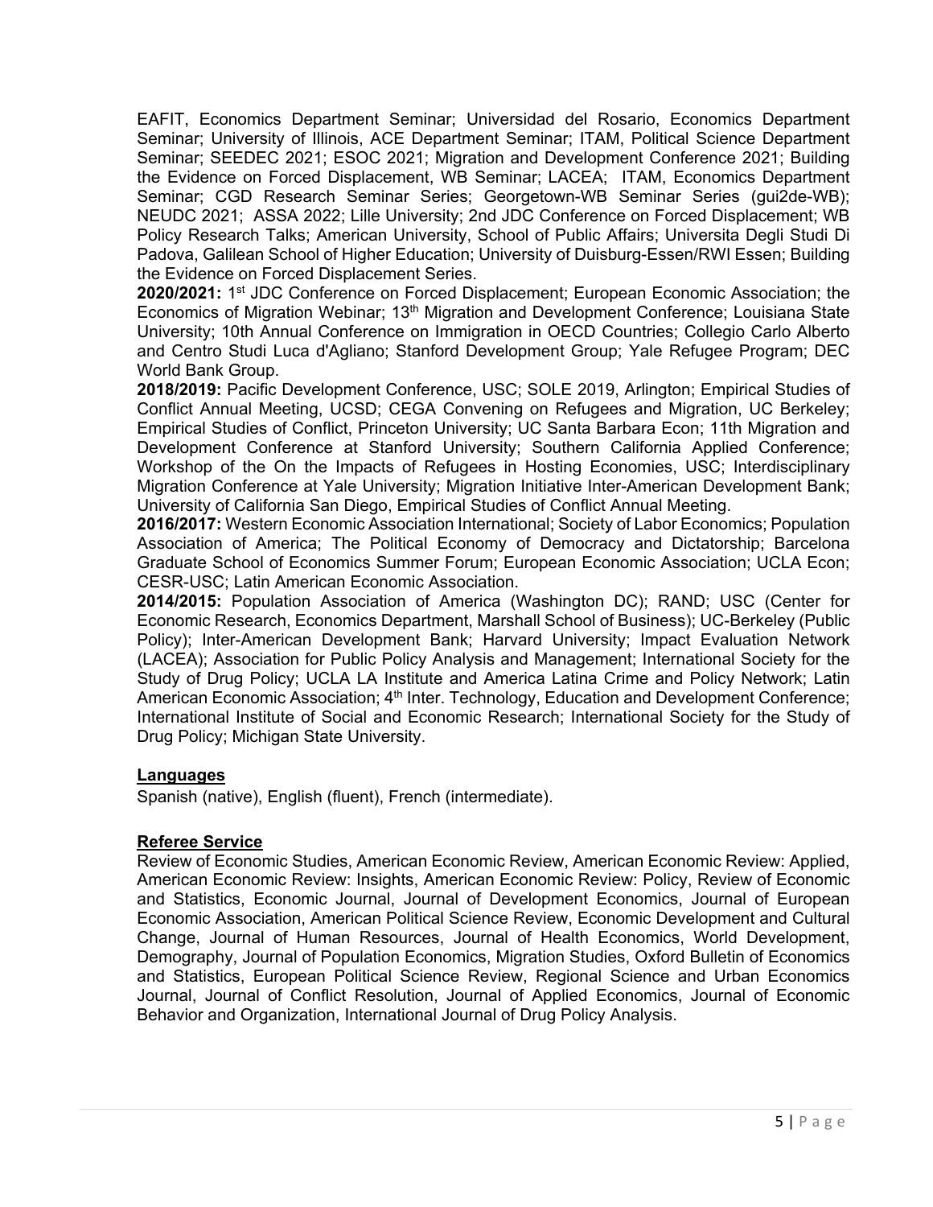EAFIT, Economics Department Seminar; Universidad del Rosario, Economics Department Seminar; University of Illinois, ACE Department Seminar; ITAM, Political Science Department Seminar; SEEDEC 2021; ESOC 2021; Migration and Development Conference 2021; Building the Evidence on Forced Displacement, WB Seminar; LACEA; ITAM, Economics Department Seminar; CGD Research Seminar Series; Georgetown-WB Seminar Series (gui2de-WB); NEUDC 2021; ASSA 2022; Lille University; 2nd JDC Conference on Forced Displacement; WB Policy Research Talks; American University, School of Public Affairs; Universita Degli Studi Di Padova, Galilean School of Higher Education; University of Duisburg-Essen/RWI Essen; Building the Evidence on Forced Displacement Series.

**2020/2021:** 1st JDC Conference on Forced Displacement; European Economic Association; the Economics of Migration Webinar; 13th Migration and Development Conference; Louisiana State University; 10th Annual Conference on Immigration in OECD Countries; Collegio Carlo Alberto and Centro Studi Luca d'Agliano; Stanford Development Group; Yale Refugee Program; DEC World Bank Group.

**2018/2019:** Pacific Development Conference, USC; SOLE 2019, Arlington; Empirical Studies of Conflict Annual Meeting, UCSD; CEGA Convening on Refugees and Migration, UC Berkeley; Empirical Studies of Conflict, Princeton University; UC Santa Barbara Econ; 11th Migration and Development Conference at Stanford University; Southern California Applied Conference; Workshop of the On the Impacts of Refugees in Hosting Economies, USC; Interdisciplinary Migration Conference at Yale University; Migration Initiative Inter-American Development Bank; University of California San Diego, Empirical Studies of Conflict Annual Meeting.

**2016/2017:** Western Economic Association International; Society of Labor Economics; Population Association of America; The Political Economy of Democracy and Dictatorship; Barcelona Graduate School of Economics Summer Forum; European Economic Association; UCLA Econ; CESR-USC; Latin American Economic Association.

**2014/2015:** Population Association of America (Washington DC); RAND; USC (Center for Economic Research, Economics Department, Marshall School of Business); UC-Berkeley (Public Policy); Inter-American Development Bank; Harvard University; Impact Evaluation Network (LACEA); Association for Public Policy Analysis and Management; International Society for the Study of Drug Policy; UCLA LA Institute and America Latina Crime and Policy Network; Latin American Economic Association; 4th Inter. Technology, Education and Development Conference; International Institute of Social and Economic Research; International Society for the Study of Drug Policy; Michigan State University.

## Languages

Spanish (native), English (fluent), French (intermediate).

## Referee Service

Review of Economic Studies, American Economic Review, American Economic Review: Applied, American Economic Review: Insights, American Economic Review: Policy, Review of Economic and Statistics, Economic Journal, Journal of Development Economics, Journal of European Economic Association, American Political Science Review, Economic Development and Cultural Change, Journal of Human Resources, Journal of Health Economics, World Development, Demography, Journal of Population Economics, Migration Studies, Oxford Bulletin of Economics and Statistics, European Political Science Review, Regional Science and Urban Economics Journal, Journal of Conflict Resolution, Journal of Applied Economics, Journal of Economic Behavior and Organization, International Journal of Drug Policy Analysis.